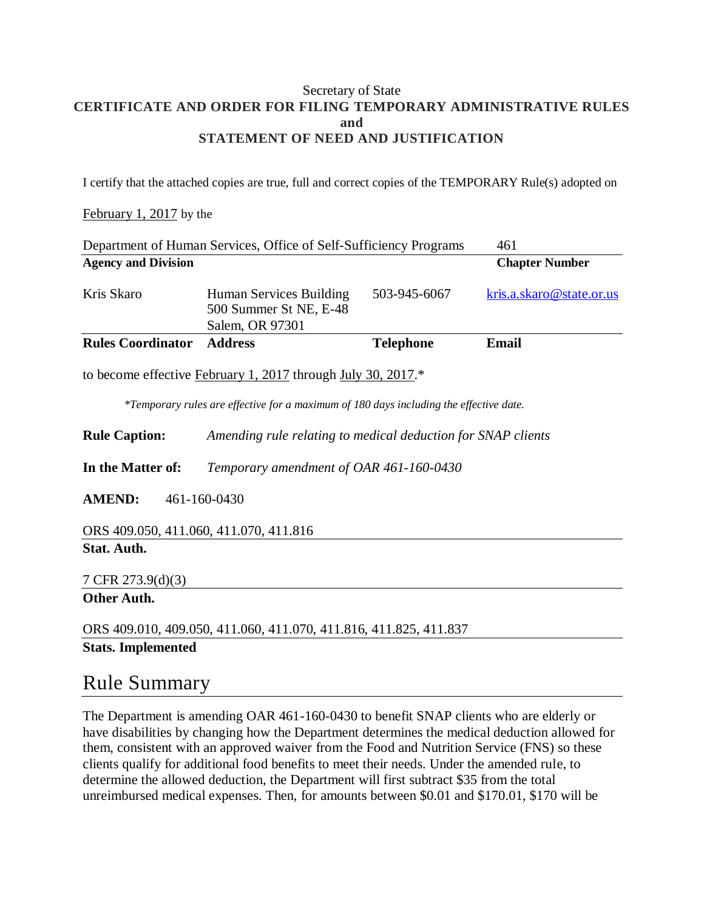Secretary of State

**CERTIFICATE AND ORDER FOR FILING TEMPORARY ADMINISTRATIVE RULES**
**and**
**STATEMENT OF NEED AND JUSTIFICATION**

I certify that the attached copies are true, full and correct copies of the TEMPORARY Rule(s) adopted on

February 1, 2017 by the

| Department of Human Services, Office of Self-Sufficiency Programs | 461 |
|---|---|
| **Agency and Division** | **Chapter Number** |

| Kris Skaro | Human Services Building 500 Summer St NE, E-48 Salem, OR 97301 | 503-945-6067 | kris.a.skaro@state.or.us |
|---|---|---|---|
| **Rules Coordinator** | **Address** | **Telephone** | **Email** |

to become effective February 1, 2017 through July 30, 2017.*

*\*Temporary rules are effective for a maximum of 180 days including the effective date.*

**Rule Caption:** *Amending rule relating to medical deduction for SNAP clients*

**In the Matter of:** *Temporary amendment of OAR 461-160-0430*

**AMEND:** 461-160-0430

ORS 409.050, 411.060, 411.070, 411.816
**Stat. Auth.**

7 CFR 273.9(d)(3)
**Other Auth.**

ORS 409.010, 409.050, 411.060, 411.070, 411.816, 411.825, 411.837
**Stats. Implemented**

# Rule Summary

The Department is amending OAR 461-160-0430 to benefit SNAP clients who are elderly or have disabilities by changing how the Department determines the medical deduction allowed for them, consistent with an approved waiver from the Food and Nutrition Service (FNS) so these clients qualify for additional food benefits to meet their needs. Under the amended rule, to determine the allowed deduction, the Department will first subtract $35 from the total unreimbursed medical expenses. Then, for amounts between $0.01 and $170.01, $170 will be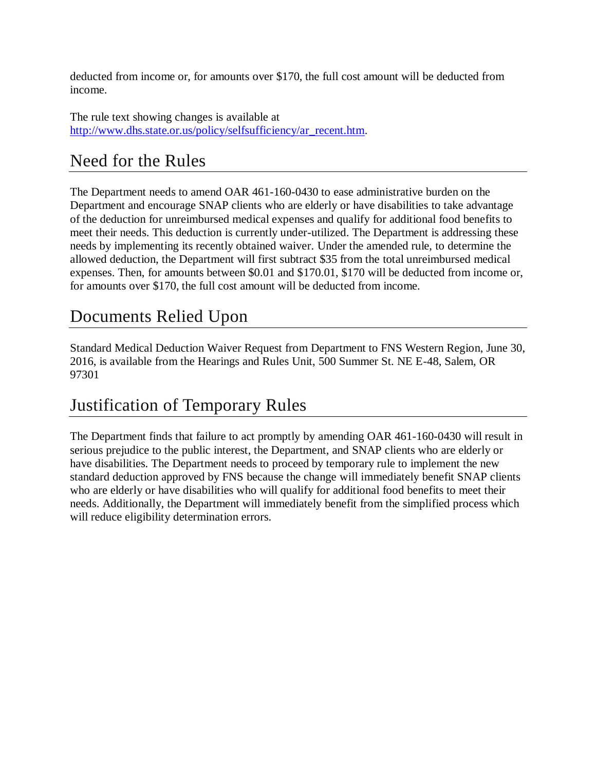deducted from income or, for amounts over $170, the full cost amount will be deducted from income.

The rule text showing changes is available at [http://www.dhs.state.or.us/policy/selfsufficiency/ar_recent.htm](http://www.dhs.state.or.us/policy/selfsufficiency/ar_recent.htm).

## Need for the Rules

The Department needs to amend OAR 461-160-0430 to ease administrative burden on the Department and encourage SNAP clients who are elderly or have disabilities to take advantage of the deduction for unreimbursed medical expenses and qualify for additional food benefits to meet their needs. This deduction is currently under-utilized. The Department is addressing these needs by implementing its recently obtained waiver. Under the amended rule, to determine the allowed deduction, the Department will first subtract $35 from the total unreimbursed medical expenses. Then, for amounts between $0.01 and $170.01, $170 will be deducted from income or, for amounts over $170, the full cost amount will be deducted from income.

## Documents Relied Upon

Standard Medical Deduction Waiver Request from Department to FNS Western Region, June 30, 2016, is available from the Hearings and Rules Unit, 500 Summer St. NE E-48, Salem, OR 97301

## Justification of Temporary Rules

The Department finds that failure to act promptly by amending OAR 461-160-0430 will result in serious prejudice to the public interest, the Department, and SNAP clients who are elderly or have disabilities. The Department needs to proceed by temporary rule to implement the new standard deduction approved by FNS because the change will immediately benefit SNAP clients who are elderly or have disabilities who will qualify for additional food benefits to meet their needs. Additionally, the Department will immediately benefit from the simplified process which will reduce eligibility determination errors.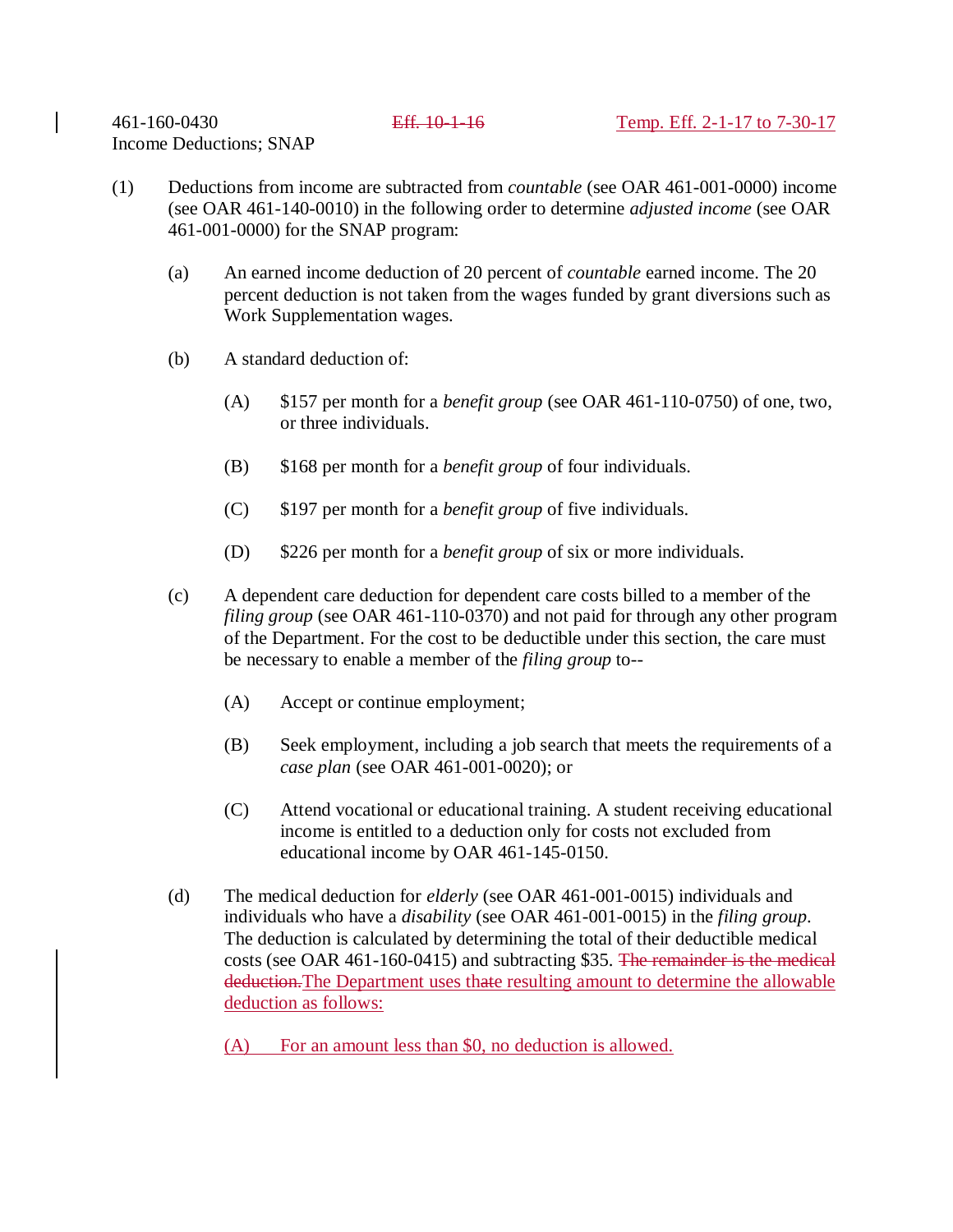461-160-0430 ~~Eff. 10-1-16~~ Temp. Eff. 2-1-17 to 7-30-17
Income Deductions; SNAP

(1) Deductions from income are subtracted from *countable* (see OAR 461-001-0000) income (see OAR 461-140-0010) in the following order to determine *adjusted income* (see OAR 461-001-0000) for the SNAP program:

(a) An earned income deduction of 20 percent of *countable* earned income. The 20 percent deduction is not taken from the wages funded by grant diversions such as Work Supplementation wages.

(b) A standard deduction of:

(A) $157 per month for a *benefit group* (see OAR 461-110-0750) of one, two, or three individuals.

(B) $168 per month for a *benefit group* of four individuals.

(C) $197 per month for a *benefit group* of five individuals.

(D) $226 per month for a *benefit group* of six or more individuals.

(c) A dependent care deduction for dependent care costs billed to a member of the *filing group* (see OAR 461-110-0370) and not paid for through any other program of the Department. For the cost to be deductible under this section, the care must be necessary to enable a member of the *filing group* to--

(A) Accept or continue employment;

(B) Seek employment, including a job search that meets the requirements of a *case plan* (see OAR 461-001-0020); or

(C) Attend vocational or educational training. A student receiving educational income is entitled to a deduction only for costs not excluded from educational income by OAR 461-145-0150.

(d) The medical deduction for *elderly* (see OAR 461-001-0015) individuals and individuals who have a *disability* (see OAR 461-001-0015) in the *filing group*. The deduction is calculated by determining the total of their deductible medical costs (see OAR 461-160-0415) and subtracting $35. ~~The remainder is the medical deduction.~~The Department uses tha~~t~~e resulting amount to determine the allowable deduction as follows:

(A) For an amount less than $0, no deduction is allowed.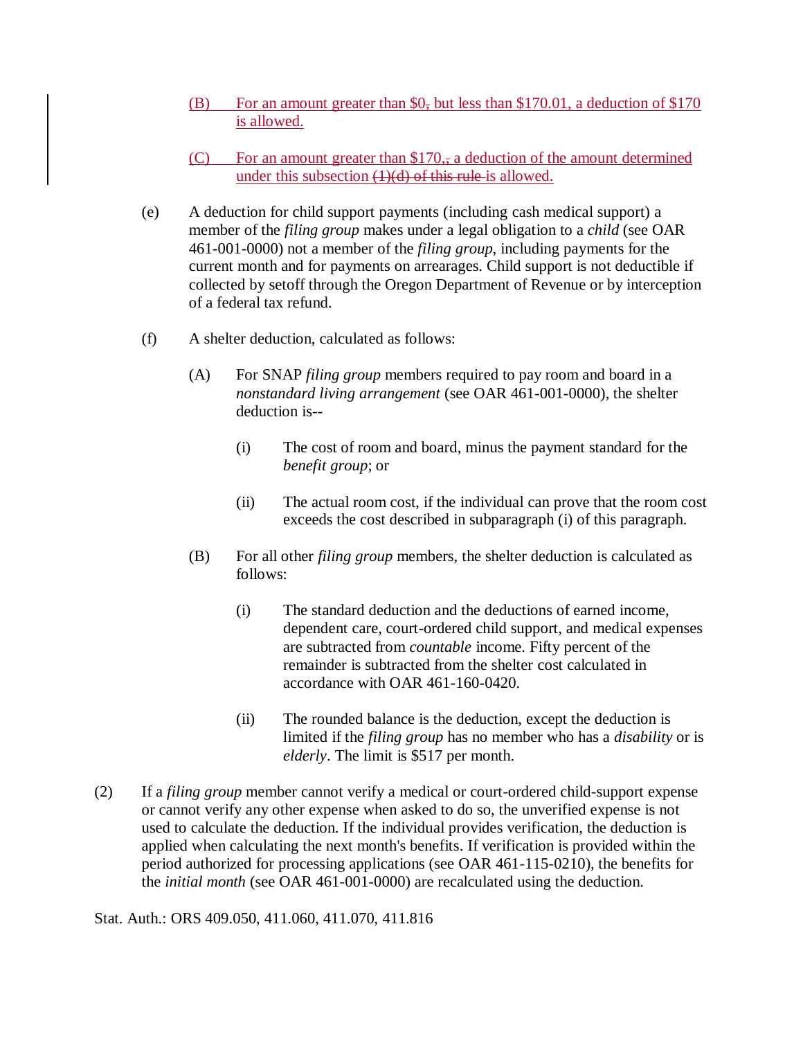(B) For an amount greater than $0, but less than $170.01, a deduction of $170 is allowed.

(C) For an amount greater than $170,, a deduction of the amount determined under this subsection ~~(1)(d) of this rule~~ is allowed.

(e) A deduction for child support payments (including cash medical support) a member of the *filing group* makes under a legal obligation to a *child* (see OAR 461-001-0000) not a member of the *filing group*, including payments for the current month and for payments on arrearages. Child support is not deductible if collected by setoff through the Oregon Department of Revenue or by interception of a federal tax refund.

(f) A shelter deduction, calculated as follows:

(A) For SNAP *filing group* members required to pay room and board in a *nonstandard living arrangement* (see OAR 461-001-0000), the shelter deduction is--

(i) The cost of room and board, minus the payment standard for the *benefit group*; or

(ii) The actual room cost, if the individual can prove that the room cost exceeds the cost described in subparagraph (i) of this paragraph.

(B) For all other *filing group* members, the shelter deduction is calculated as follows:

(i) The standard deduction and the deductions of earned income, dependent care, court-ordered child support, and medical expenses are subtracted from *countable* income. Fifty percent of the remainder is subtracted from the shelter cost calculated in accordance with OAR 461-160-0420.

(ii) The rounded balance is the deduction, except the deduction is limited if the *filing group* has no member who has a *disability* or is *elderly*. The limit is $517 per month.

(2) If a *filing group* member cannot verify a medical or court-ordered child-support expense or cannot verify any other expense when asked to do so, the unverified expense is not used to calculate the deduction. If the individual provides verification, the deduction is applied when calculating the next month's benefits. If verification is provided within the period authorized for processing applications (see OAR 461-115-0210), the benefits for the *initial month* (see OAR 461-001-0000) are recalculated using the deduction.

Stat. Auth.: ORS 409.050, 411.060, 411.070, 411.816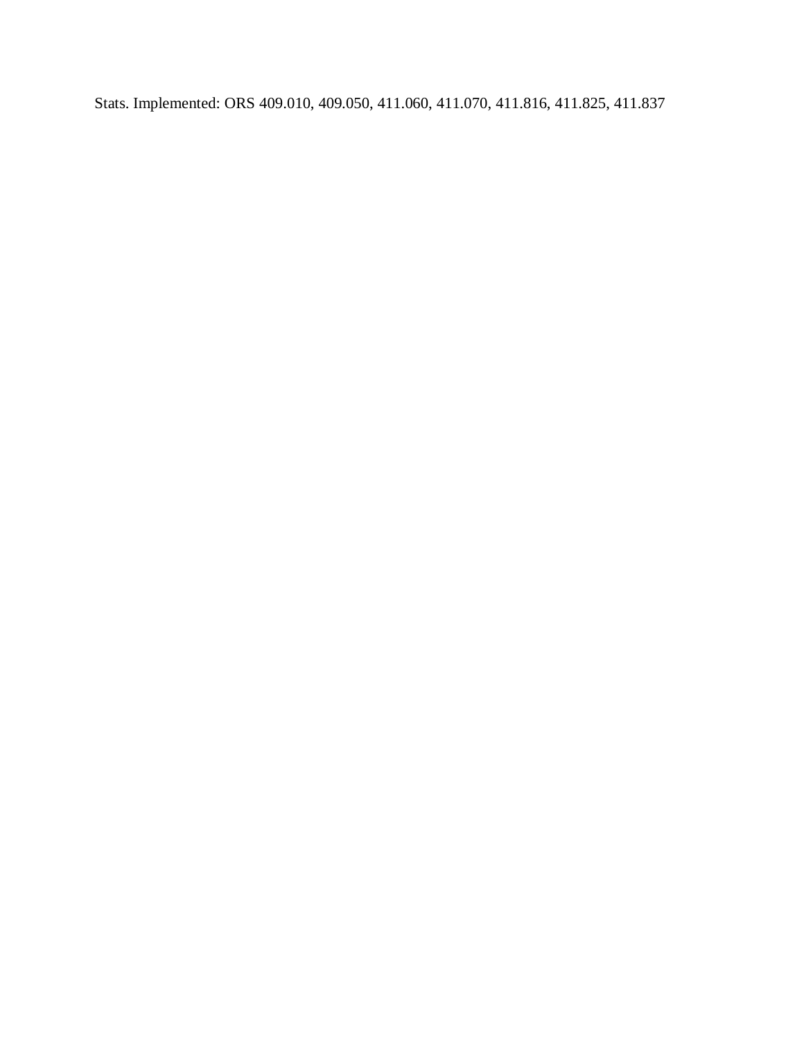Stats. Implemented: ORS 409.010, 409.050, 411.060, 411.070, 411.816, 411.825, 411.837